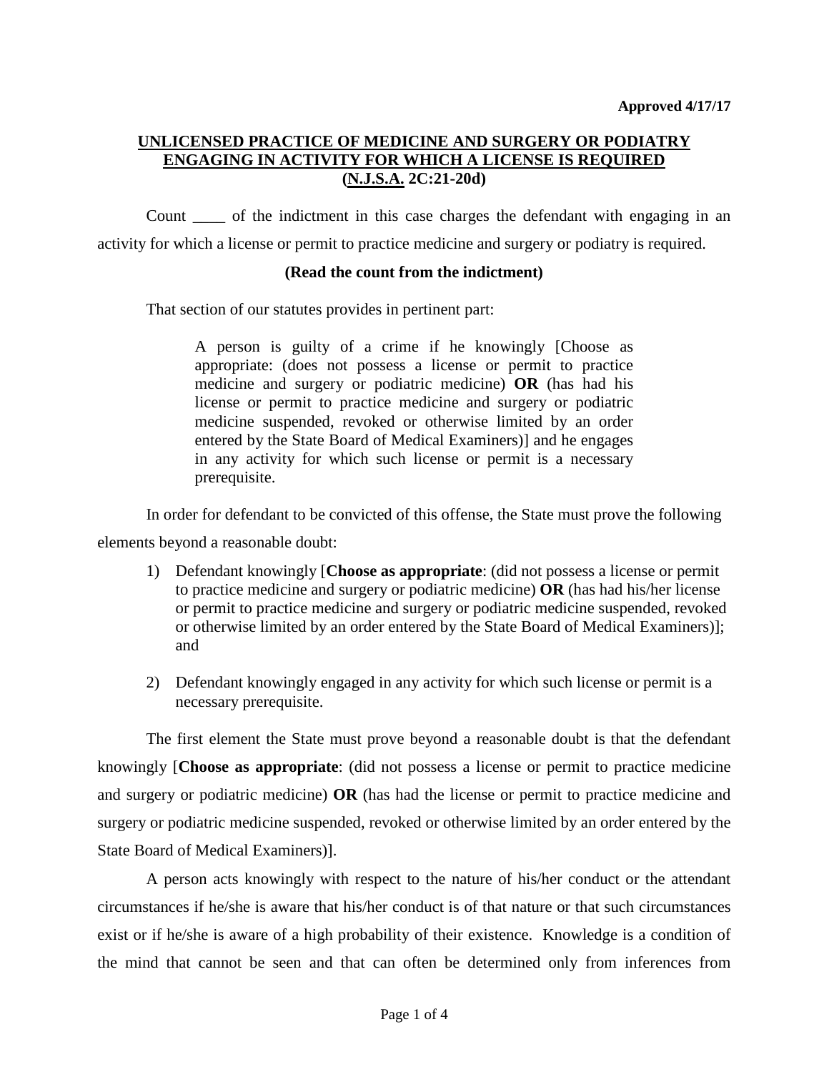**Approved 4/17/17**

## UNLICENSED PRACTICE OF MEDICINE AND SURGERY OR PODIATRY ENGAGING IN ACTIVITY FOR WHICH A LICENSE IS REQUIRED (N.J.S.A. 2C:21-20d)

Count ____ of the indictment in this case charges the defendant with engaging in an activity for which a license or permit to practice medicine and surgery or podiatry is required.

**(Read the count from the indictment)**

That section of our statutes provides in pertinent part:

> A person is guilty of a crime if he knowingly [Choose as appropriate: (does not possess a license or permit to practice medicine and surgery or podiatric medicine) **OR** (has had his license or permit to practice medicine and surgery or podiatric medicine suspended, revoked or otherwise limited by an order entered by the State Board of Medical Examiners)] and he engages in any activity for which such license or permit is a necessary prerequisite.

In order for defendant to be convicted of this offense, the State must prove the following elements beyond a reasonable doubt:

1) Defendant knowingly [**Choose as appropriate**: (did not possess a license or permit to practice medicine and surgery or podiatric medicine) **OR** (has had his/her license or permit to practice medicine and surgery or podiatric medicine suspended, revoked or otherwise limited by an order entered by the State Board of Medical Examiners)]; and

2) Defendant knowingly engaged in any activity for which such license or permit is a necessary prerequisite.

The first element the State must prove beyond a reasonable doubt is that the defendant knowingly [**Choose as appropriate**: (did not possess a license or permit to practice medicine and surgery or podiatric medicine) **OR** (has had the license or permit to practice medicine and surgery or podiatric medicine suspended, revoked or otherwise limited by an order entered by the State Board of Medical Examiners)].

A person acts knowingly with respect to the nature of his/her conduct or the attendant circumstances if he/she is aware that his/her conduct is of that nature or that such circumstances exist or if he/she is aware of a high probability of their existence. Knowledge is a condition of the mind that cannot be seen and that can often be determined only from inferences from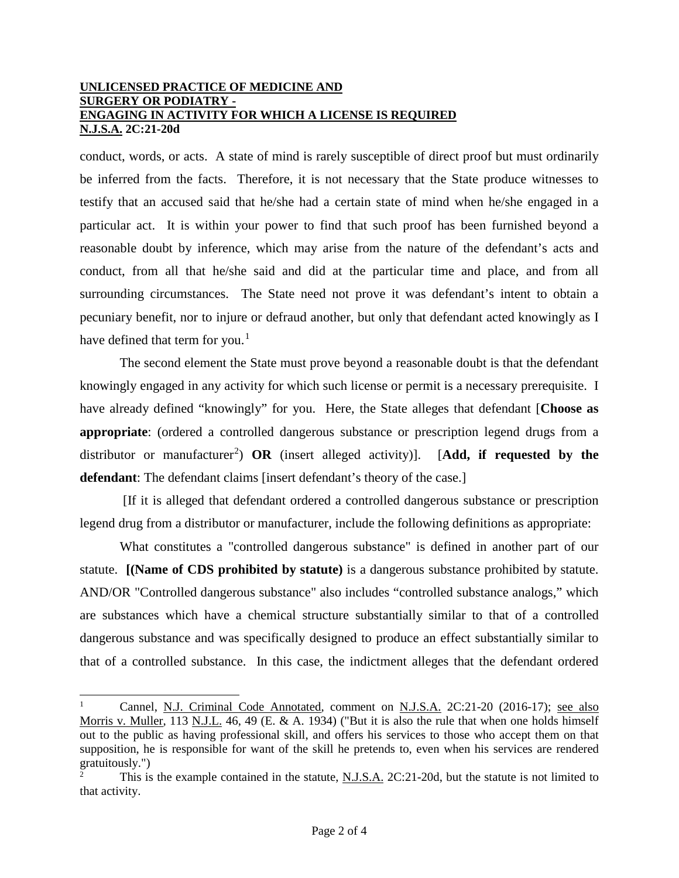conduct, words, or acts. A state of mind is rarely susceptible of direct proof but must ordinarily be inferred from the facts. Therefore, it is not necessary that the State produce witnesses to testify that an accused said that he/she had a certain state of mind when he/she engaged in a particular act. It is within your power to find that such proof has been furnished beyond a reasonable doubt by inference, which may arise from the nature of the defendant's acts and conduct, from all that he/she said and did at the particular time and place, and from all surrounding circumstances. The State need not prove it was defendant's intent to obtain a pecuniary benefit, nor to injure or defraud another, but only that defendant acted knowingly as I have defined that term for you.[1]

The second element the State must prove beyond a reasonable doubt is that the defendant knowingly engaged in any activity for which such license or permit is a necessary prerequisite. I have already defined "knowingly" for you. Here, the State alleges that defendant [**Choose as appropriate**: (ordered a controlled dangerous substance or prescription legend drugs from a distributor or manufacturer[2]) **OR** (insert alleged activity)]. [**Add, if requested by the defendant**: The defendant claims [insert defendant's theory of the case.]

[If it is alleged that defendant ordered a controlled dangerous substance or prescription legend drug from a distributor or manufacturer, include the following definitions as appropriate:

What constitutes a "controlled dangerous substance" is defined in another part of our statute. **[(Name of CDS prohibited by statute)** is a dangerous substance prohibited by statute. AND/OR "Controlled dangerous substance" also includes "controlled substance analogs," which are substances which have a chemical structure substantially similar to that of a controlled dangerous substance and was specifically designed to produce an effect substantially similar to that of a controlled substance. In this case, the indictment alleges that the defendant ordered

---

[1] Cannel, N.J. Criminal Code Annotated, comment on N.J.S.A. 2C:21-20 (2016-17); see also Morris v. Muller, 113 N.J.L. 46, 49 (E. & A. 1934) ("But it is also the rule that when one holds himself out to the public as having professional skill, and offers his services to those who accept them on that supposition, he is responsible for want of the skill he pretends to, even when his services are rendered gratuitously.")

[2] This is the example contained in the statute, N.J.S.A. 2C:21-20d, but the statute is not limited to that activity.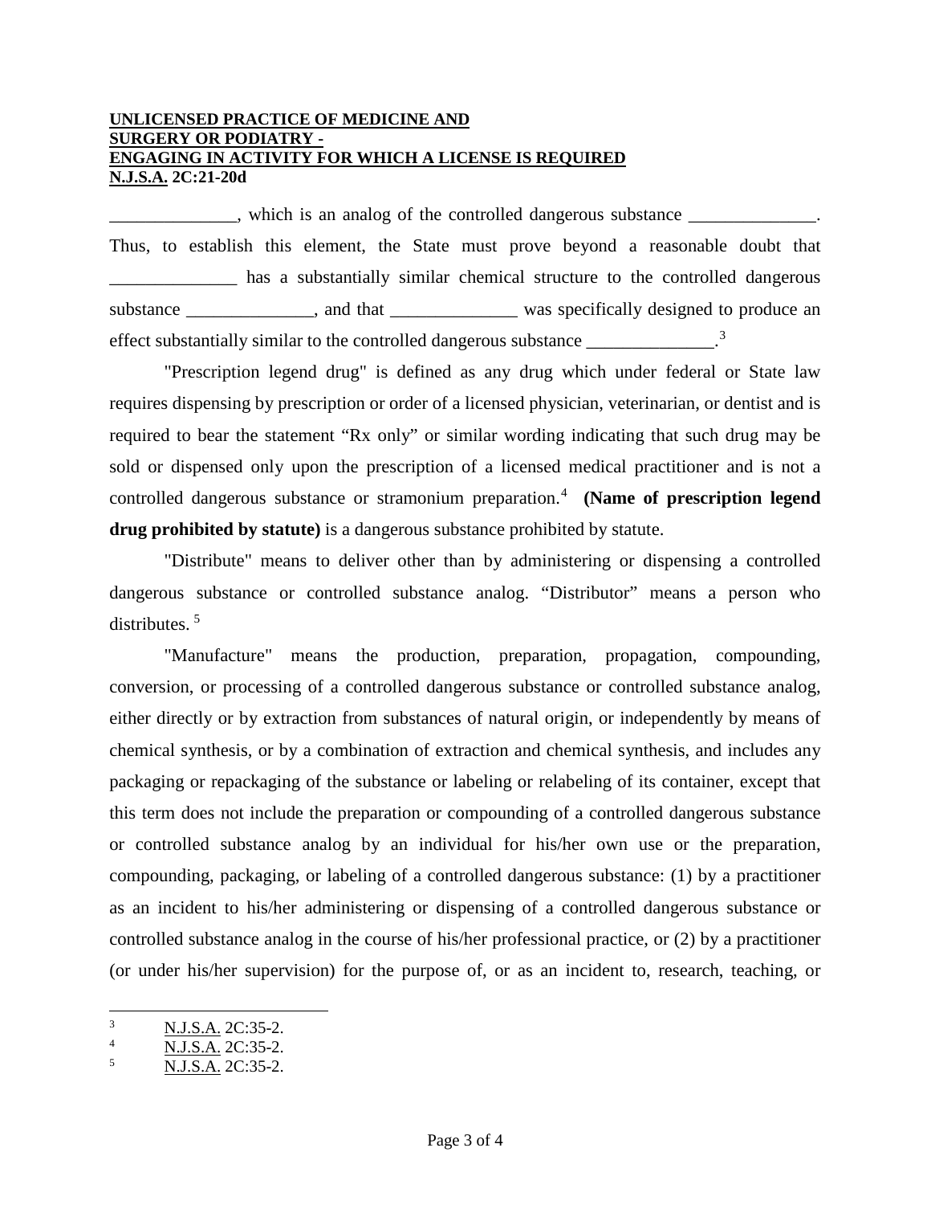**UNLICENSED PRACTICE OF MEDICINE AND SURGERY OR PODIATRY - ENGAGING IN ACTIVITY FOR WHICH A LICENSE IS REQUIRED N.J.S.A. 2C:21-20d**

______________, which is an analog of the controlled dangerous substance ______________. Thus, to establish this element, the State must prove beyond a reasonable doubt that ______________ has a substantially similar chemical structure to the controlled dangerous substance ______________, and that ______________ was specifically designed to produce an effect substantially similar to the controlled dangerous substance ______________.[3]

"Prescription legend drug" is defined as any drug which under federal or State law requires dispensing by prescription or order of a licensed physician, veterinarian, or dentist and is required to bear the statement "Rx only" or similar wording indicating that such drug may be sold or dispensed only upon the prescription of a licensed medical practitioner and is not a controlled dangerous substance or stramonium preparation.[4] **(Name of prescription legend drug prohibited by statute)** is a dangerous substance prohibited by statute.

"Distribute" means to deliver other than by administering or dispensing a controlled dangerous substance or controlled substance analog. "Distributor" means a person who distributes.[5]

"Manufacture" means the production, preparation, propagation, compounding, conversion, or processing of a controlled dangerous substance or controlled substance analog, either directly or by extraction from substances of natural origin, or independently by means of chemical synthesis, or by a combination of extraction and chemical synthesis, and includes any packaging or repackaging of the substance or labeling or relabeling of its container, except that this term does not include the preparation or compounding of a controlled dangerous substance or controlled substance analog by an individual for his/her own use or the preparation, compounding, packaging, or labeling of a controlled dangerous substance: (1) by a practitioner as an incident to his/her administering or dispensing of a controlled dangerous substance or controlled substance analog in the course of his/her professional practice, or (2) by a practitioner (or under his/her supervision) for the purpose of, or as an incident to, research, teaching, or

---

[3] N.J.S.A. 2C:35-2.

[4] N.J.S.A. 2C:35-2.

[5] N.J.S.A. 2C:35-2.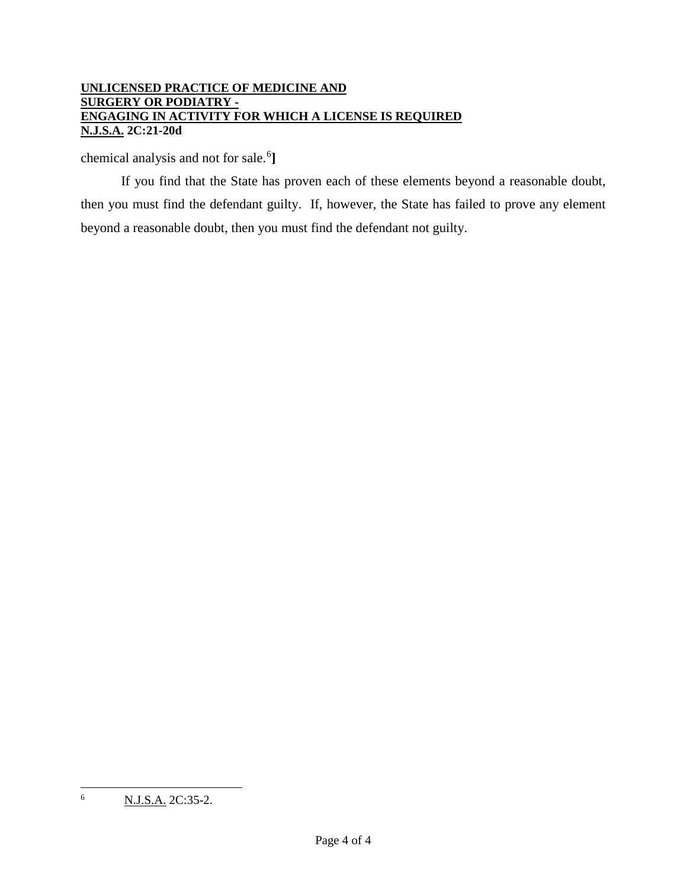chemical analysis and not for sale.[6]**]**

If you find that the State has proven each of these elements beyond a reasonable doubt, then you must find the defendant guilty. If, however, the State has failed to prove any element beyond a reasonable doubt, then you must find the defendant not guilty.

---

[6] N.J.S.A. 2C:35-2.